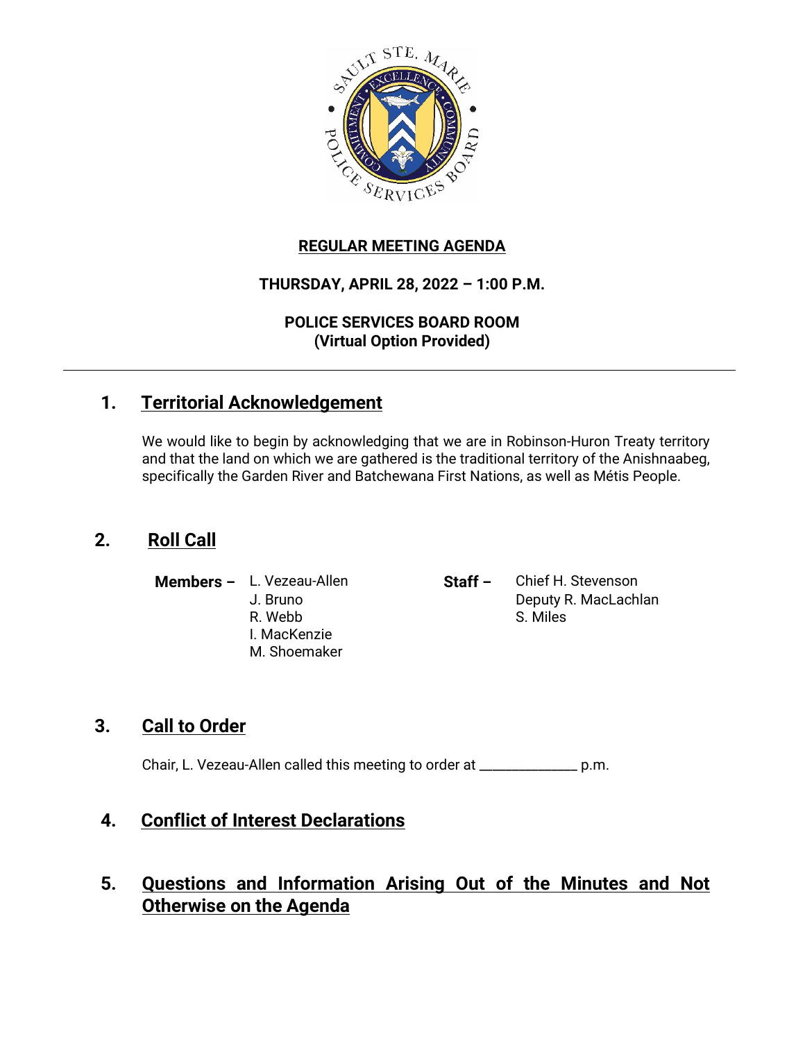**REGULAR MEETING AGENDA**

**THURSDAY, APRIL 28, 2022 – 1:00 P.M.**

**POLICE SERVICES BOARD ROOM**
**(Virtual Option Provided)**

---

## 1. Territorial Acknowledgement

We would like to begin by acknowledging that we are in Robinson-Huron Treaty territory and that the land on which we are gathered is the traditional territory of the Anishnaabeg, specifically the Garden River and Batchewana First Nations, as well as Métis People.

## 2. Roll Call

**Members –** L. Vezeau-Allen
J. Bruno
R. Webb
I. MacKenzie
M. Shoemaker

**Staff –** Chief H. Stevenson
Deputy R. MacLachlan
S. Miles

## 3. Call to Order

Chair, L. Vezeau-Allen called this meeting to order at ______________ p.m.

## 4. Conflict of Interest Declarations

## 5. Questions and Information Arising Out of the Minutes and Not Otherwise on the Agenda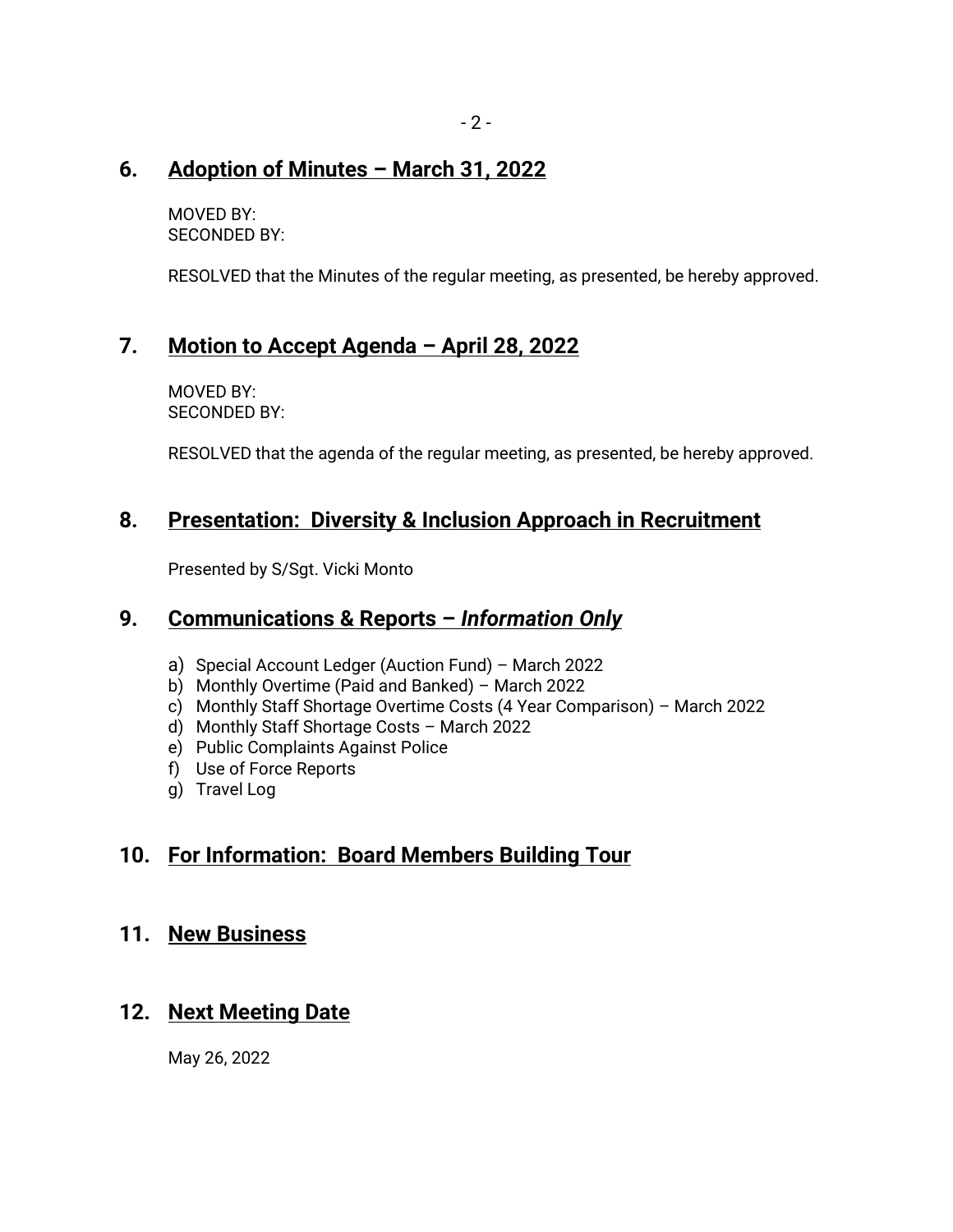## 6. Adoption of Minutes – March 31, 2022

MOVED BY:
SECONDED BY:

RESOLVED that the Minutes of the regular meeting, as presented, be hereby approved.

## 7. Motion to Accept Agenda – April 28, 2022

MOVED BY:
SECONDED BY:

RESOLVED that the agenda of the regular meeting, as presented, be hereby approved.

## 8. Presentation: Diversity & Inclusion Approach in Recruitment

Presented by S/Sgt. Vicki Monto

## 9. Communications & Reports – *Information Only*

a) Special Account Ledger (Auction Fund) – March 2022
b) Monthly Overtime (Paid and Banked) – March 2022
c) Monthly Staff Shortage Overtime Costs (4 Year Comparison) – March 2022
d) Monthly Staff Shortage Costs – March 2022
e) Public Complaints Against Police
f) Use of Force Reports
g) Travel Log

## 10. For Information: Board Members Building Tour

## 11. New Business

## 12. Next Meeting Date

May 26, 2022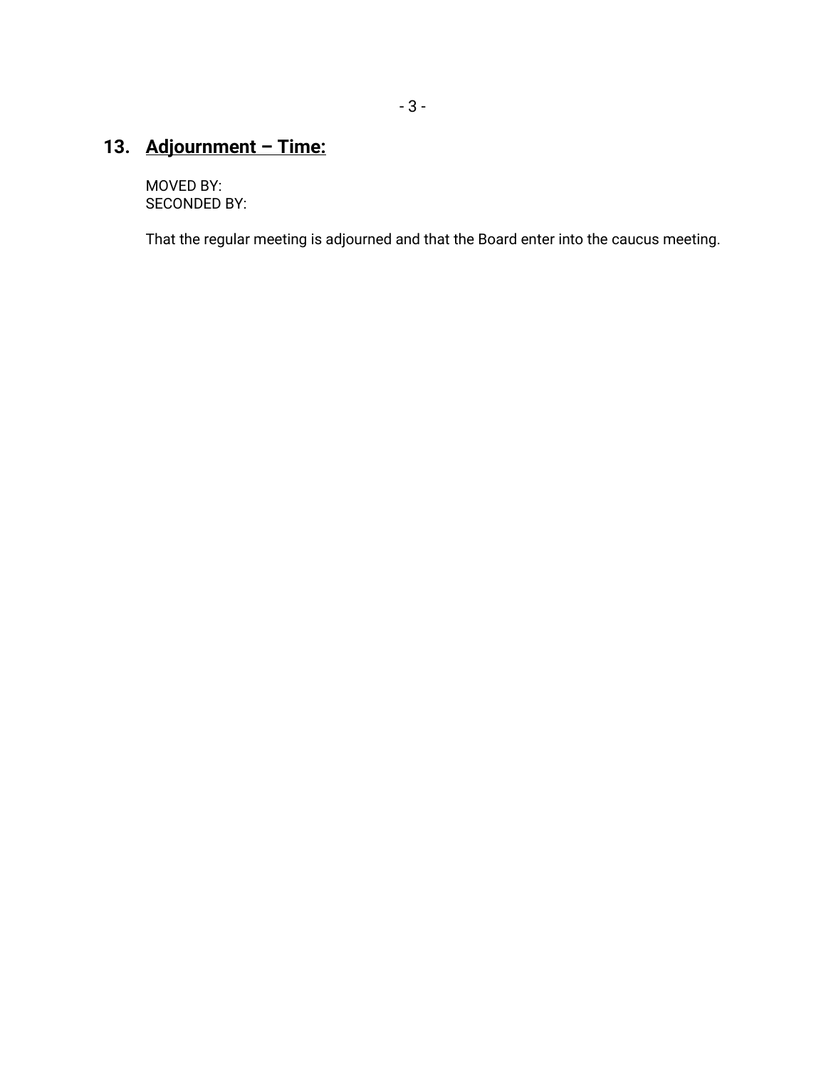## 13. Adjournment – Time:

MOVED BY:
SECONDED BY:

That the regular meeting is adjourned and that the Board enter into the caucus meeting.